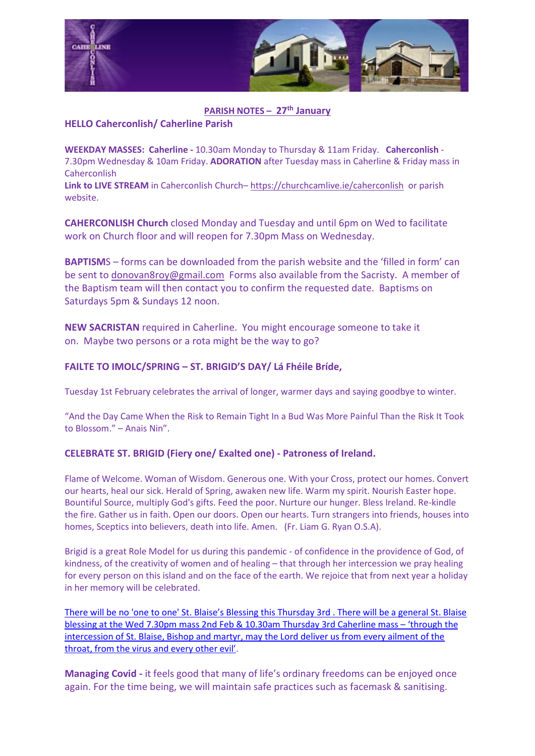**PARISH NOTES – 27th January**

**HELLO Caherconlish/ Caherline Parish**

**WEEKDAY MASSES: Caherline -** 10.30am Monday to Thursday & 11am Friday. **Caherconlish** - 7.30pm Wednesday & 10am Friday. **ADORATION** after Tuesday mass in Caherline & Friday mass in Caherconlish

**Link to LIVE STREAM** in Caherconlish Church– https://churchcamlive.ie/caherconlish or parish website.

**CAHERCONLISH Church** closed Monday and Tuesday and until 6pm on Wed to facilitate work on Church floor and will reopen for 7.30pm Mass on Wednesday.

**BAPTISM**S – forms can be downloaded from the parish website and the 'filled in form' can be sent to donovan8roy@gmail.com Forms also available from the Sacristy. A member of the Baptism team will then contact you to confirm the requested date. Baptisms on Saturdays 5pm & Sundays 12 noon.

**NEW SACRISTAN** required in Caherline. You might encourage someone to take it on. Maybe two persons or a rota might be the way to go?

**FAILTE TO IMOLC/SPRING – ST. BRIGID'S DAY/ Lá Fhéile Bríde,**

Tuesday 1st February celebrates the arrival of longer, warmer days and saying goodbye to winter.

"And the Day Came When the Risk to Remain Tight In a Bud Was More Painful Than the Risk It Took to Blossom." – Anais Nin".

**CELEBRATE ST. BRIGID (Fiery one/ Exalted one) - Patroness of Ireland.**

Flame of Welcome. Woman of Wisdom. Generous one. With your Cross, protect our homes. Convert our hearts, heal our sick. Herald of Spring, awaken new life. Warm my spirit. Nourish Easter hope. Bountiful Source, multiply God's gifts. Feed the poor. Nurture our hunger. Bless Ireland. Re-kindle the fire. Gather us in faith. Open our doors. Open our hearts. Turn strangers into friends, houses into homes, Sceptics into believers, death into life. Amen. (Fr. Liam G. Ryan O.S.A).

Brigid is a great Role Model for us during this pandemic - of confidence in the providence of God, of kindness, of the creativity of women and of healing – that through her intercession we pray healing for every person on this island and on the face of the earth. We rejoice that from next year a holiday in her memory will be celebrated.

There will be no 'one to one' St. Blaise's Blessing this Thursday 3rd . There will be a general St. Blaise blessing at the Wed 7.30pm mass 2nd Feb & 10.30am Thursday 3rd Caherline mass – 'through the intercession of St. Blaise, Bishop and martyr, may the Lord deliver us from every ailment of the throat, from the virus and every other evil'.

**Managing Covid -** it feels good that many of life's ordinary freedoms can be enjoyed once again. For the time being, we will maintain safe practices such as facemask & sanitising.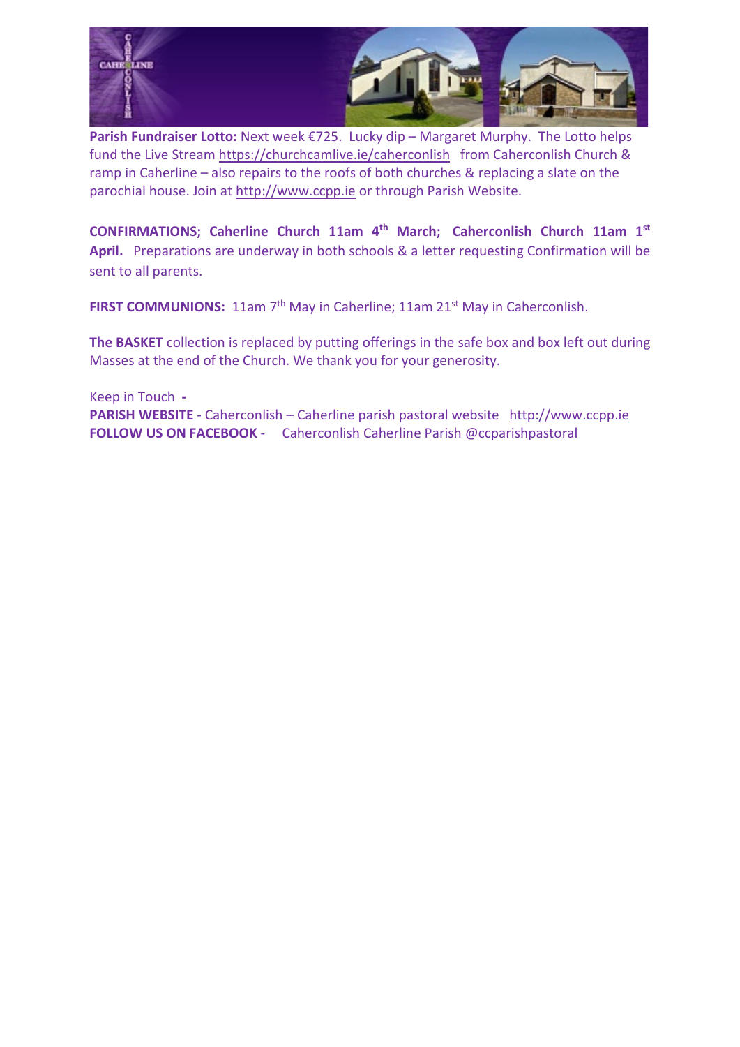**Parish Fundraiser Lotto:** Next week €725. Lucky dip – Margaret Murphy. The Lotto helps fund the Live Stream https://churchcamlive.ie/caherconlish from Caherconlish Church & ramp in Caherline – also repairs to the roofs of both churches & replacing a slate on the parochial house. Join at http://www.ccpp.ie or through Parish Website.

**CONFIRMATIONS; Caherline Church 11am 4th March; Caherconlish Church 11am 1st April.** Preparations are underway in both schools & a letter requesting Confirmation will be sent to all parents.

**FIRST COMMUNIONS:** 11am 7th May in Caherline; 11am 21st May in Caherconlish.

**The BASKET** collection is replaced by putting offerings in the safe box and box left out during Masses at the end of the Church. We thank you for your generosity.

Keep in Touch **-**
**PARISH WEBSITE** - Caherconlish – Caherline parish pastoral website http://www.ccpp.ie
**FOLLOW US ON FACEBOOK** - Caherconlish Caherline Parish @ccparishpastoral